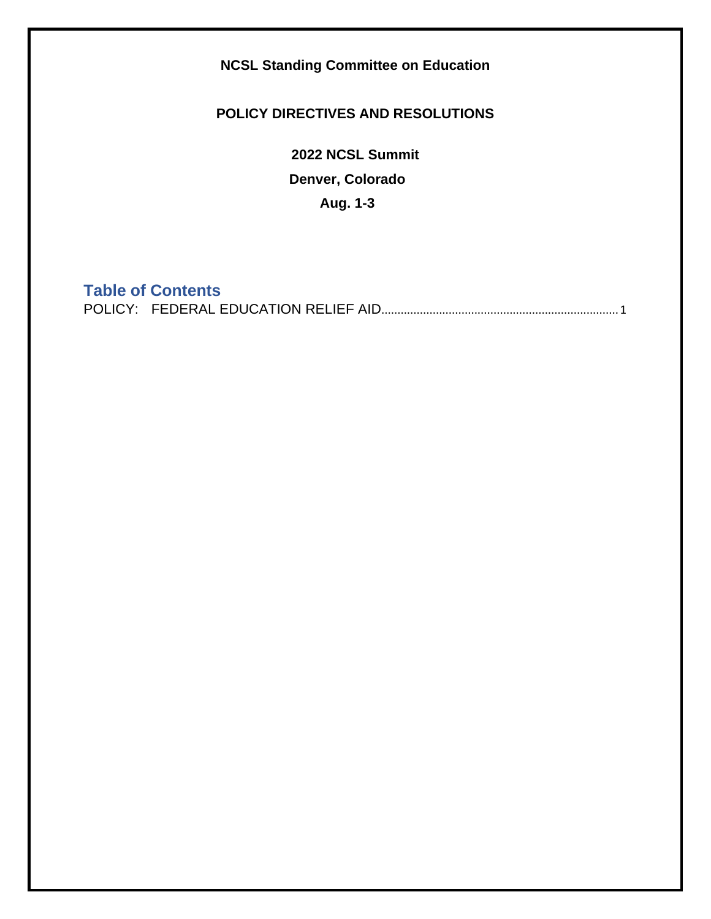**NCSL Standing Committee on Education**

**POLICY DIRECTIVES AND RESOLUTIONS**

**2022 NCSL Summit**

**Denver, Colorado**

**Aug. 1-3**

## Table of Contents

POLICY: FEDERAL EDUCATION RELIEF AID........................................................................ 1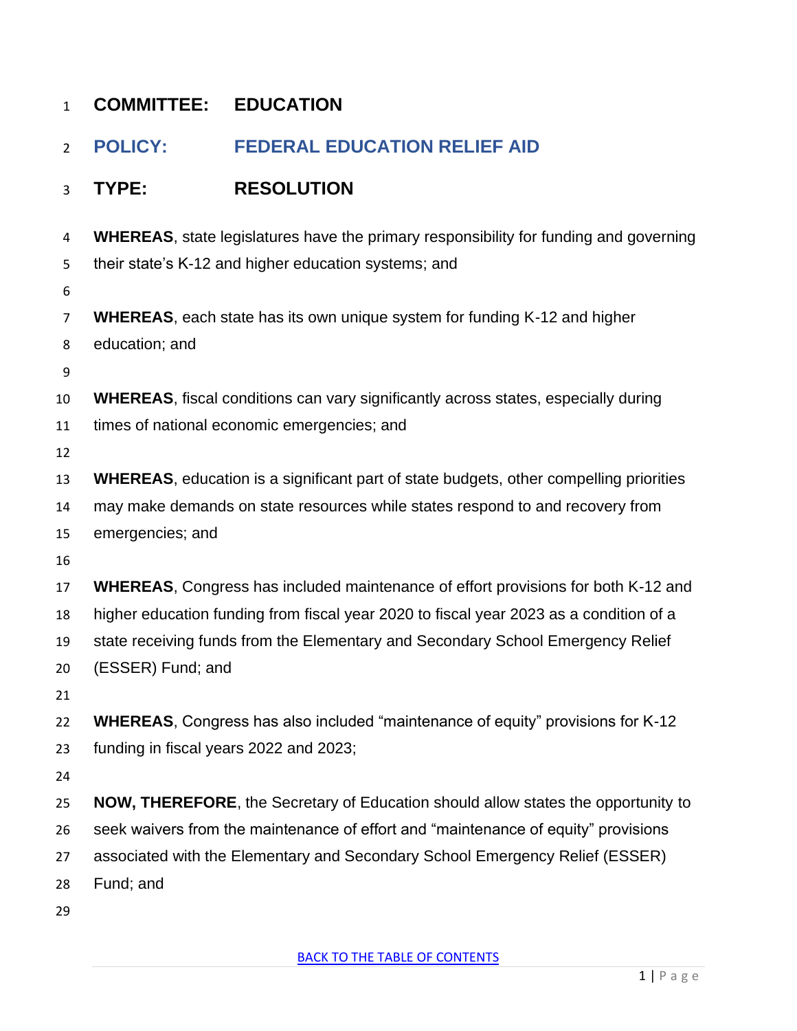**COMMITTEE: EDUCATION**

**POLICY: FEDERAL EDUCATION RELIEF AID**

**TYPE: RESOLUTION**

**WHEREAS**, state legislatures have the primary responsibility for funding and governing their state's K-12 and higher education systems; and

**WHEREAS**, each state has its own unique system for funding K-12 and higher education; and

**WHEREAS**, fiscal conditions can vary significantly across states, especially during times of national economic emergencies; and

**WHEREAS**, education is a significant part of state budgets, other compelling priorities may make demands on state resources while states respond to and recovery from emergencies; and

**WHEREAS**, Congress has included maintenance of effort provisions for both K-12 and higher education funding from fiscal year 2020 to fiscal year 2023 as a condition of a state receiving funds from the Elementary and Secondary School Emergency Relief (ESSER) Fund; and

**WHEREAS**, Congress has also included "maintenance of equity" provisions for K-12 funding in fiscal years 2022 and 2023;

**NOW, THEREFORE**, the Secretary of Education should allow states the opportunity to seek waivers from the maintenance of effort and "maintenance of equity" provisions associated with the Elementary and Secondary School Emergency Relief (ESSER) Fund; and

BACK TO THE TABLE OF CONTENTS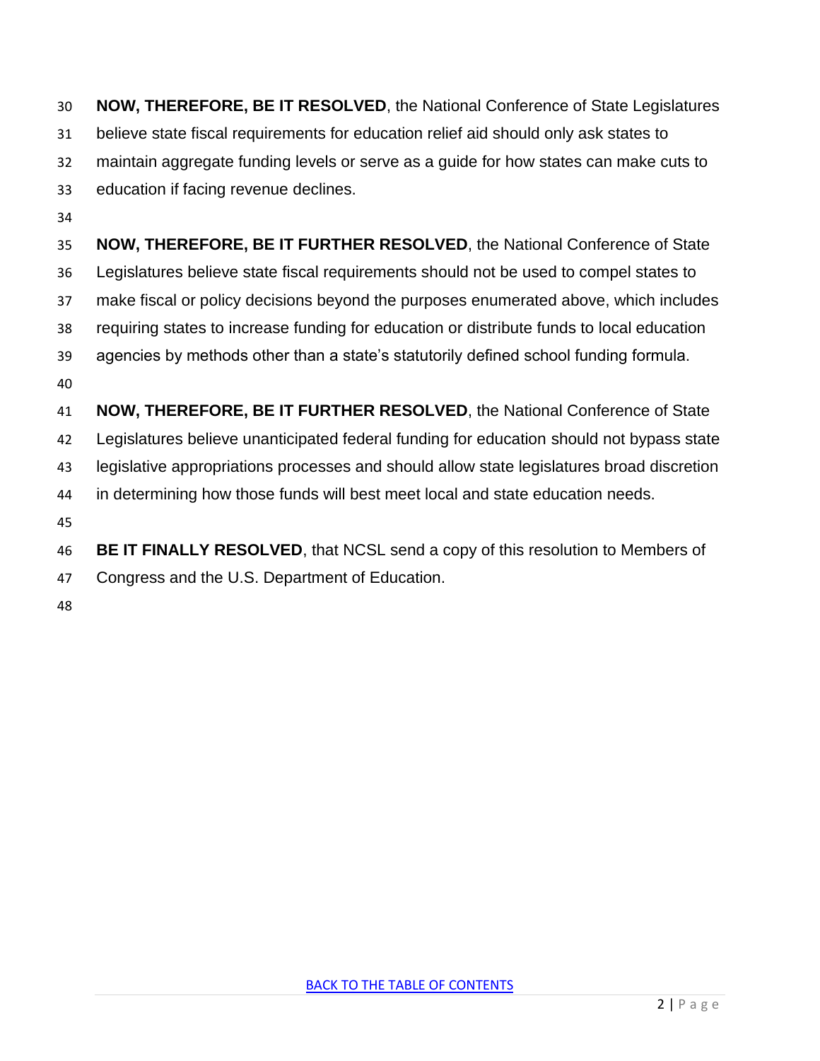**NOW, THEREFORE, BE IT RESOLVED**, the National Conference of State Legislatures believe state fiscal requirements for education relief aid should only ask states to maintain aggregate funding levels or serve as a guide for how states can make cuts to education if facing revenue declines.

**NOW, THEREFORE, BE IT FURTHER RESOLVED**, the National Conference of State Legislatures believe state fiscal requirements should not be used to compel states to make fiscal or policy decisions beyond the purposes enumerated above, which includes requiring states to increase funding for education or distribute funds to local education agencies by methods other than a state's statutorily defined school funding formula.

**NOW, THEREFORE, BE IT FURTHER RESOLVED**, the National Conference of State Legislatures believe unanticipated federal funding for education should not bypass state legislative appropriations processes and should allow state legislatures broad discretion in determining how those funds will best meet local and state education needs.

**BE IT FINALLY RESOLVED**, that NCSL send a copy of this resolution to Members of Congress and the U.S. Department of Education.

BACK TO THE TABLE OF CONTENTS